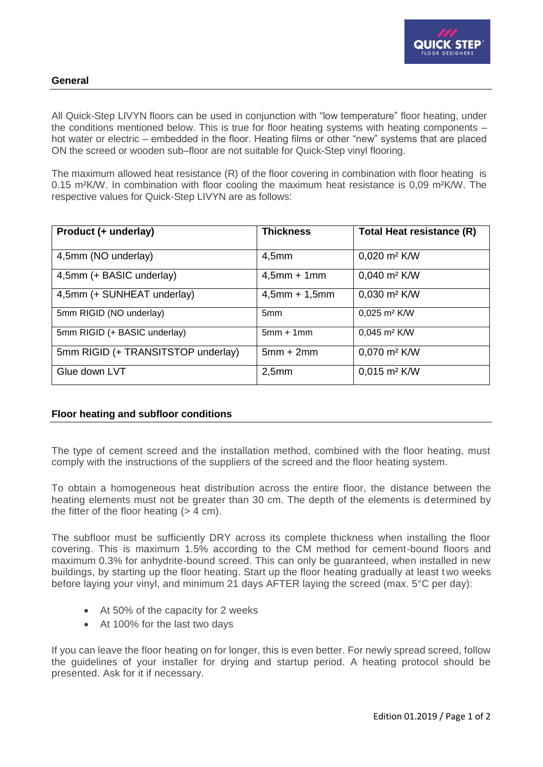## General

All Quick-Step LIVYN floors can be used in conjunction with "low temperature" floor heating, under the conditions mentioned below. This is true for floor heating systems with heating components – hot water or electric – embedded in the floor. Heating films or other "new" systems that are placed ON the screed or wooden sub–floor are not suitable for Quick-Step vinyl flooring.

The maximum allowed heat resistance (R) of the floor covering in combination with floor heating is 0.15 m²K/W. In combination with floor cooling the maximum heat resistance is 0,09 m²K/W. The respective values for Quick-Step LIVYN are as follows:

| Product (+ underlay) | Thickness | Total Heat resistance (R) |
|---|---|---|
| 4,5mm (NO underlay) | 4,5mm | 0,020 m² K/W |
| 4,5mm (+ BASIC underlay) | 4,5mm + 1mm | 0,040 m² K/W |
| 4,5mm (+ SUNHEAT underlay) | 4,5mm + 1,5mm | 0,030 m² K/W |
| 5mm RIGID (NO underlay) | 5mm | 0,025 m² K/W |
| 5mm RIGID (+ BASIC underlay) | 5mm + 1mm | 0,045 m² K/W |
| 5mm RIGID (+ TRANSITSTOP underlay) | 5mm + 2mm | 0,070 m² K/W |
| Glue down LVT | 2,5mm | 0,015 m² K/W |

## Floor heating and subfloor conditions

The type of cement screed and the installation method, combined with the floor heating, must comply with the instructions of the suppliers of the screed and the floor heating system.

To obtain a homogeneous heat distribution across the entire floor, the distance between the heating elements must not be greater than 30 cm. The depth of the elements is determined by the fitter of the floor heating (> 4 cm).

The subfloor must be sufficiently DRY across its complete thickness when installing the floor covering. This is maximum 1.5% according to the CM method for cement-bound floors and maximum 0.3% for anhydrite-bound screed. This can only be guaranteed, when installed in new buildings, by starting up the floor heating. Start up the floor heating gradually at least two weeks before laying your vinyl, and minimum 21 days AFTER laying the screed (max. 5°C per day):

- At 50% of the capacity for 2 weeks
- At 100% for the last two days

If you can leave the floor heating on for longer, this is even better. For newly spread screed, follow the guidelines of your installer for drying and startup period. A heating protocol should be presented. Ask for it if necessary.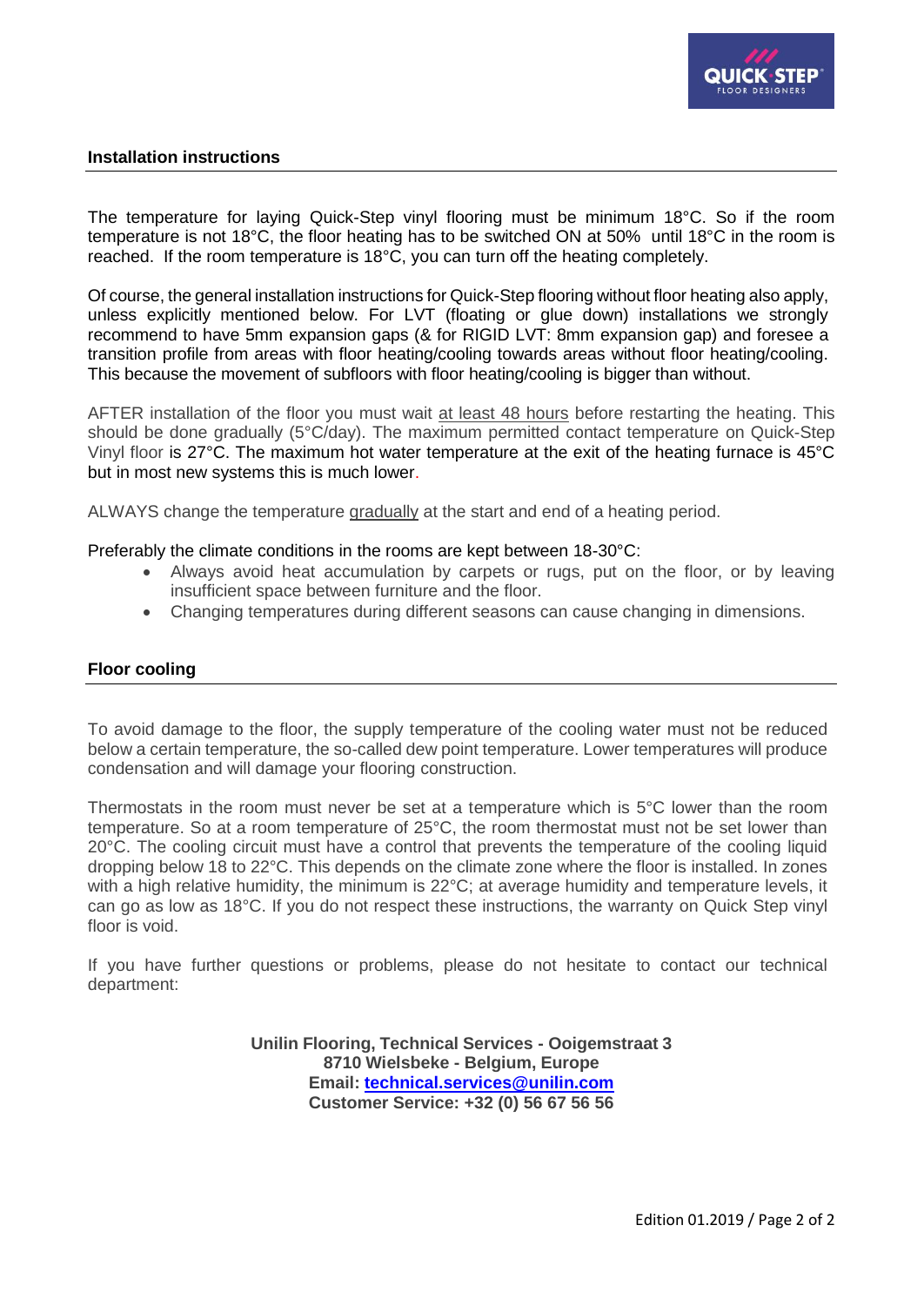## Installation instructions

The temperature for laying Quick-Step vinyl flooring must be minimum 18°C. So if the room temperature is not 18°C, the floor heating has to be switched ON at 50% until 18°C in the room is reached. If the room temperature is 18°C, you can turn off the heating completely.

Of course, the general installation instructions for Quick-Step flooring without floor heating also apply, unless explicitly mentioned below. For LVT (floating or glue down) installations we strongly recommend to have 5mm expansion gaps (& for RIGID LVT: 8mm expansion gap) and foresee a transition profile from areas with floor heating/cooling towards areas without floor heating/cooling. This because the movement of subfloors with floor heating/cooling is bigger than without.

AFTER installation of the floor you must wait at least 48 hours before restarting the heating. This should be done gradually (5°C/day). The maximum permitted contact temperature on Quick-Step Vinyl floor is 27°C. The maximum hot water temperature at the exit of the heating furnace is 45°C but in most new systems this is much lower.

ALWAYS change the temperature gradually at the start and end of a heating period.

Preferably the climate conditions in the rooms are kept between 18-30°C:

- Always avoid heat accumulation by carpets or rugs, put on the floor, or by leaving insufficient space between furniture and the floor.
- Changing temperatures during different seasons can cause changing in dimensions.

## Floor cooling

To avoid damage to the floor, the supply temperature of the cooling water must not be reduced below a certain temperature, the so-called dew point temperature. Lower temperatures will produce condensation and will damage your flooring construction.

Thermostats in the room must never be set at a temperature which is 5°C lower than the room temperature. So at a room temperature of 25°C, the room thermostat must not be set lower than 20°C. The cooling circuit must have a control that prevents the temperature of the cooling liquid dropping below 18 to 22°C. This depends on the climate zone where the floor is installed. In zones with a high relative humidity, the minimum is 22°C; at average humidity and temperature levels, it can go as low as 18°C. If you do not respect these instructions, the warranty on Quick Step vinyl floor is void.

If you have further questions or problems, please do not hesitate to contact our technical department:

**Unilin Flooring, Technical Services - Ooigemstraat 3**
**8710 Wielsbeke - Belgium, Europe**
**Email: technical.services@unilin.com**
**Customer Service: +32 (0) 56 67 56 56**

Edition 01.2019